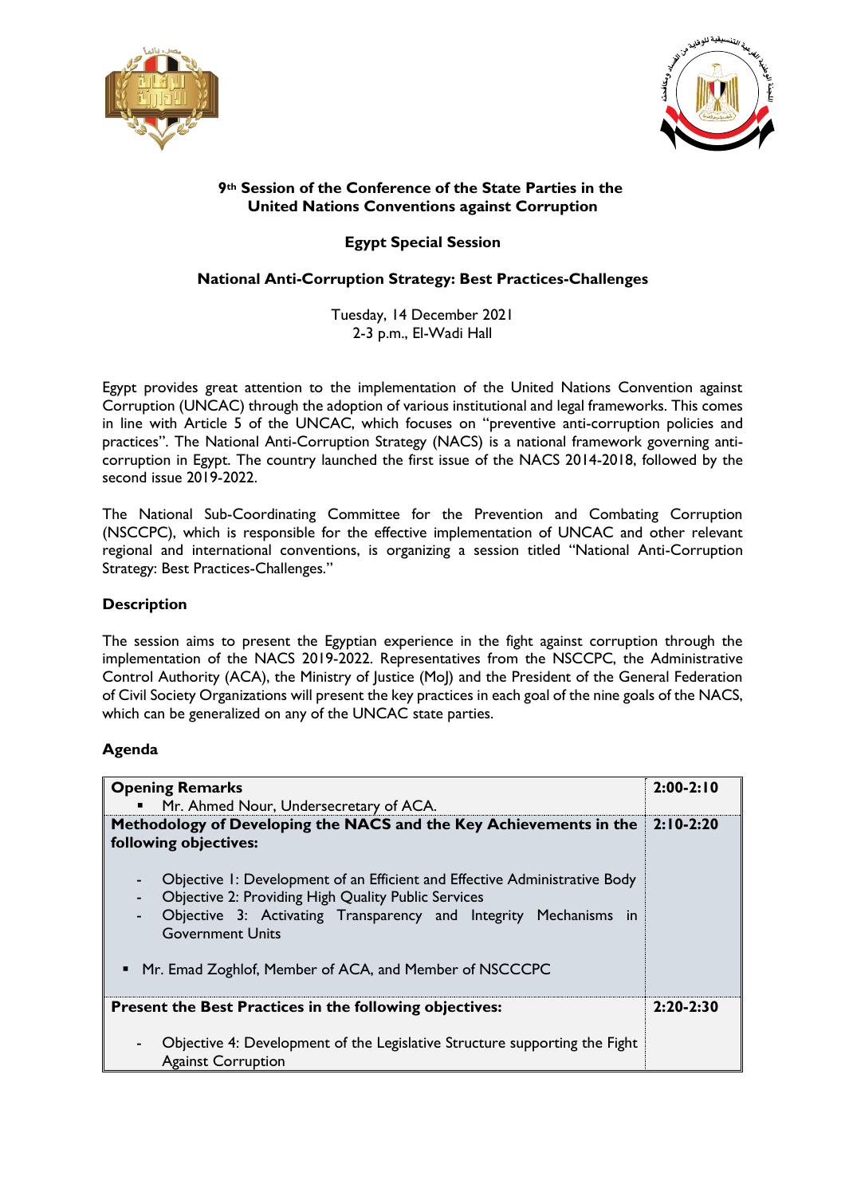**9th Session of the Conference of the State Parties in the United Nations Conventions against Corruption**

**Egypt Special Session**

**National Anti-Corruption Strategy: Best Practices-Challenges**

Tuesday, 14 December 2021
2-3 p.m., El-Wadi Hall

Egypt provides great attention to the implementation of the United Nations Convention against Corruption (UNCAC) through the adoption of various institutional and legal frameworks. This comes in line with Article 5 of the UNCAC, which focuses on "preventive anti-corruption policies and practices". The National Anti-Corruption Strategy (NACS) is a national framework governing anti-corruption in Egypt. The country launched the first issue of the NACS 2014-2018, followed by the second issue 2019-2022.

The National Sub-Coordinating Committee for the Prevention and Combating Corruption (NSCCPC), which is responsible for the effective implementation of UNCAC and other relevant regional and international conventions, is organizing a session titled "National Anti-Corruption Strategy: Best Practices-Challenges."

**Description**

The session aims to present the Egyptian experience in the fight against corruption through the implementation of the NACS 2019-2022. Representatives from the NSCCPC, the Administrative Control Authority (ACA), the Ministry of Justice (MoJ) and the President of the General Federation of Civil Society Organizations will present the key practices in each goal of the nine goals of the NACS, which can be generalized on any of the UNCAC state parties.

**Agenda**

| | |
|---|---|
| **Opening Remarks**<br>▪ Mr. Ahmed Nour, Undersecretary of ACA. | **2:00-2:10** |
| **Methodology of Developing the NACS and the Key Achievements in the following objectives:**<br>- Objective 1: Development of an Efficient and Effective Administrative Body<br>- Objective 2: Providing High Quality Public Services<br>- Objective 3: Activating Transparency and Integrity Mechanisms in Government Units<br>▪ Mr. Emad Zoghlof, Member of ACA, and Member of NSCCCPC | **2:10-2:20** |
| **Present the Best Practices in the following objectives:**<br>- Objective 4: Development of the Legislative Structure supporting the Fight Against Corruption | **2:20-2:30** |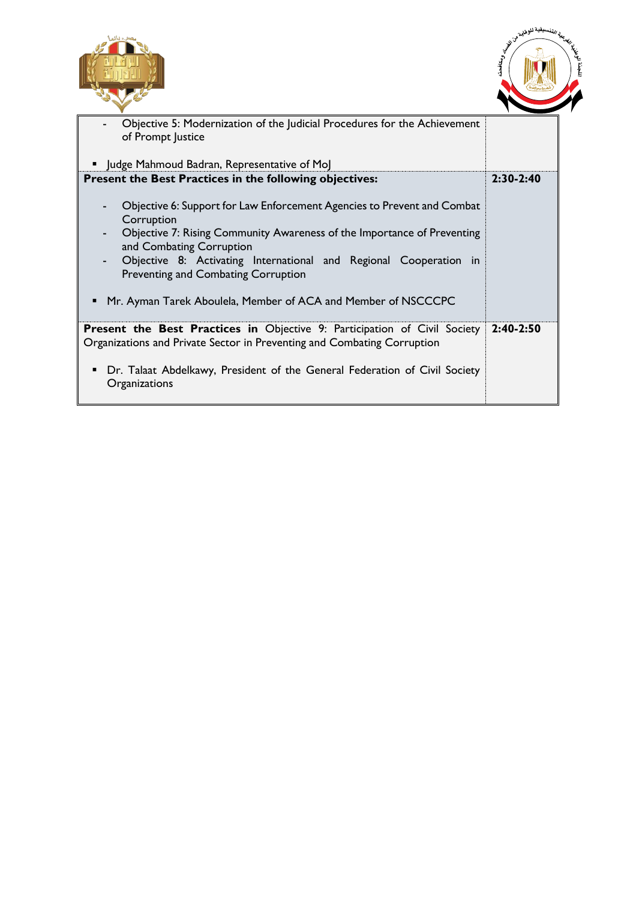| | |
|---|---|
| - Objective 5: Modernization of the Judicial Procedures for the Achievement of Prompt Justice<br><br>▪ Judge Mahmoud Badran, Representative of MoJ | |
| **Present the Best Practices in the following objectives:**<br><br>- Objective 6: Support for Law Enforcement Agencies to Prevent and Combat Corruption<br>- Objective 7: Rising Community Awareness of the Importance of Preventing and Combating Corruption<br>- Objective 8: Activating International and Regional Cooperation in Preventing and Combating Corruption<br><br>▪ Mr. Ayman Tarek Aboulela, Member of ACA and Member of NSCCCPC | **2:30-2:40** |
| **Present the Best Practices in** Objective 9: Participation of Civil Society Organizations and Private Sector in Preventing and Combating Corruption<br><br>▪ Dr. Talaat Abdelkawy, President of the General Federation of Civil Society Organizations | **2:40-2:50** |